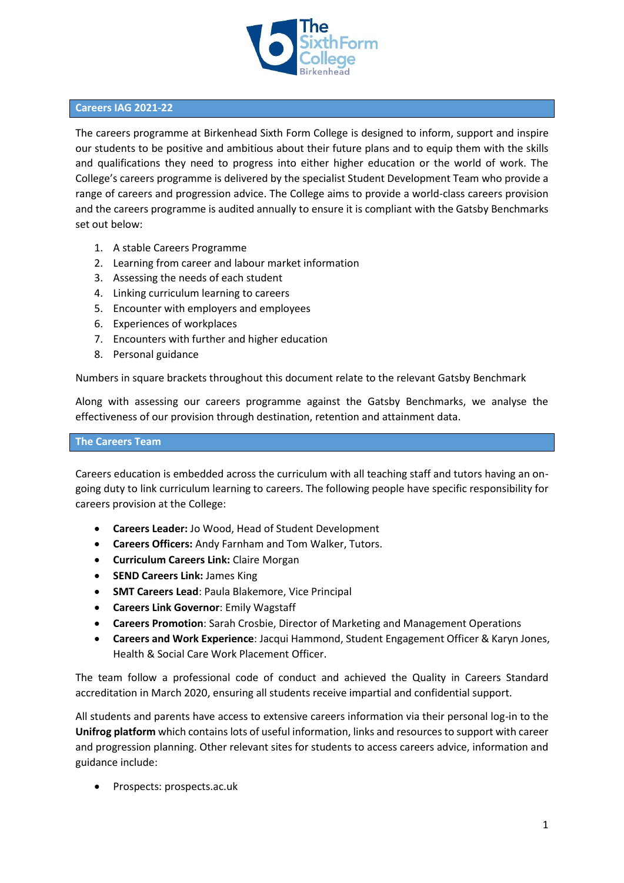## Careers IAG 2021-22

The careers programme at Birkenhead Sixth Form College is designed to inform, support and inspire our students to be positive and ambitious about their future plans and to equip them with the skills and qualifications they need to progress into either higher education or the world of work. The College's careers programme is delivered by the specialist Student Development Team who provide a range of careers and progression advice. The College aims to provide a world-class careers provision and the careers programme is audited annually to ensure it is compliant with the Gatsby Benchmarks set out below:

1. A stable Careers Programme
2. Learning from career and labour market information
3. Assessing the needs of each student
4. Linking curriculum learning to careers
5. Encounter with employers and employees
6. Experiences of workplaces
7. Encounters with further and higher education
8. Personal guidance

Numbers in square brackets throughout this document relate to the relevant Gatsby Benchmark

Along with assessing our careers programme against the Gatsby Benchmarks, we analyse the effectiveness of our provision through destination, retention and attainment data.

## The Careers Team

Careers education is embedded across the curriculum with all teaching staff and tutors having an on-going duty to link curriculum learning to careers. The following people have specific responsibility for careers provision at the College:

- **Careers Leader:** Jo Wood, Head of Student Development
- **Careers Officers:** Andy Farnham and Tom Walker, Tutors.
- **Curriculum Careers Link:** Claire Morgan
- **SEND Careers Link:** James King
- **SMT Careers Lead**: Paula Blakemore, Vice Principal
- **Careers Link Governor**: Emily Wagstaff
- **Careers Promotion**: Sarah Crosbie, Director of Marketing and Management Operations
- **Careers and Work Experience**: Jacqui Hammond, Student Engagement Officer & Karyn Jones, Health & Social Care Work Placement Officer.

The team follow a professional code of conduct and achieved the Quality in Careers Standard accreditation in March 2020, ensuring all students receive impartial and confidential support.

All students and parents have access to extensive careers information via their personal log-in to the **Unifrog platform** which contains lots of useful information, links and resources to support with career and progression planning. Other relevant sites for students to access careers advice, information and guidance include:

- Prospects: prospects.ac.uk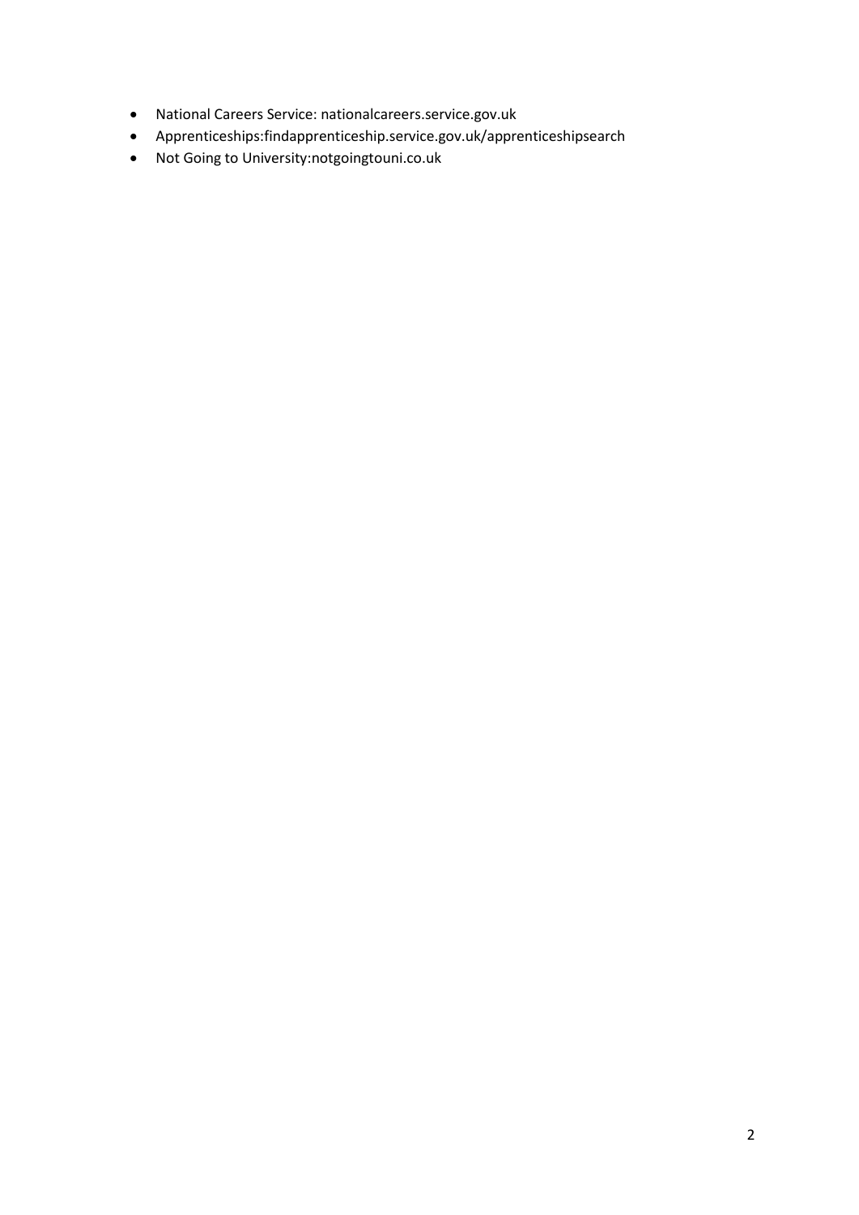- National Careers Service: nationalcareers.service.gov.uk
- Apprenticeships:findapprenticeship.service.gov.uk/apprenticeshipsearch
- Not Going to University:notgoingtouni.co.uk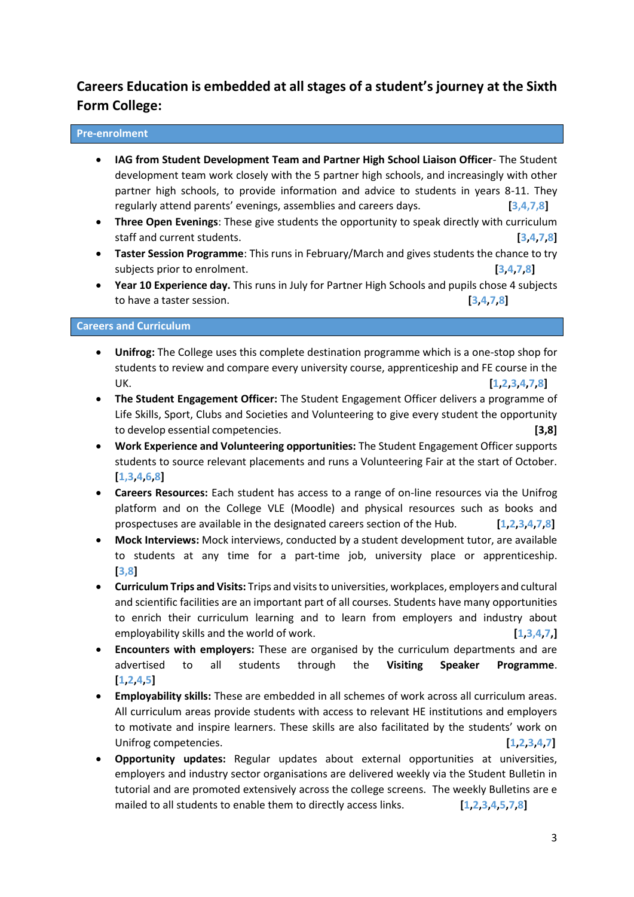## Careers Education is embedded at all stages of a student's journey at the Sixth Form College:

### Pre-enrolment

- **IAG from Student Development Team and Partner High School Liaison Officer**- The Student development team work closely with the 5 partner high schools, and increasingly with other partner high schools, to provide information and advice to students in years 8-11. They regularly attend parents' evenings, assemblies and careers days. [3,4,7,8]
- **Three Open Evenings**: These give students the opportunity to speak directly with curriculum staff and current students. [3,4,7,8]
- **Taster Session Programme**: This runs in February/March and gives students the chance to try subjects prior to enrolment. [3,4,7,8]
- **Year 10 Experience day.** This runs in July for Partner High Schools and pupils chose 4 subjects to have a taster session. [3,4,7,8]

### Careers and Curriculum

- **Unifrog:** The College uses this complete destination programme which is a one-stop shop for students to review and compare every university course, apprenticeship and FE course in the UK. [1,2,3,4,7,8]
- **The Student Engagement Officer:** The Student Engagement Officer delivers a programme of Life Skills, Sport, Clubs and Societies and Volunteering to give every student the opportunity to develop essential competencies. [3,8]
- **Work Experience and Volunteering opportunities:** The Student Engagement Officer supports students to source relevant placements and runs a Volunteering Fair at the start of October. [1,3,4,6,8]
- **Careers Resources:** Each student has access to a range of on-line resources via the Unifrog platform and on the College VLE (Moodle) and physical resources such as books and prospectuses are available in the designated careers section of the Hub. [1,2,3,4,7,8]
- **Mock Interviews:** Mock interviews, conducted by a student development tutor, are available to students at any time for a part-time job, university place or apprenticeship. [3,8]
- **Curriculum Trips and Visits:** Trips and visits to universities, workplaces, employers and cultural and scientific facilities are an important part of all courses. Students have many opportunities to enrich their curriculum learning and to learn from employers and industry about employability skills and the world of work. [1,3,4,7,]
- **Encounters with employers:** These are organised by the curriculum departments and are advertised to all students through the **Visiting Speaker Programme**. [1,2,4,5]
- **Employability skills:** These are embedded in all schemes of work across all curriculum areas. All curriculum areas provide students with access to relevant HE institutions and employers to motivate and inspire learners. These skills are also facilitated by the students' work on Unifrog competencies. [1,2,3,4,7]
- **Opportunity updates:** Regular updates about external opportunities at universities, employers and industry sector organisations are delivered weekly via the Student Bulletin in tutorial and are promoted extensively across the college screens. The weekly Bulletins are e mailed to all students to enable them to directly access links. [1,2,3,4,5,7,8]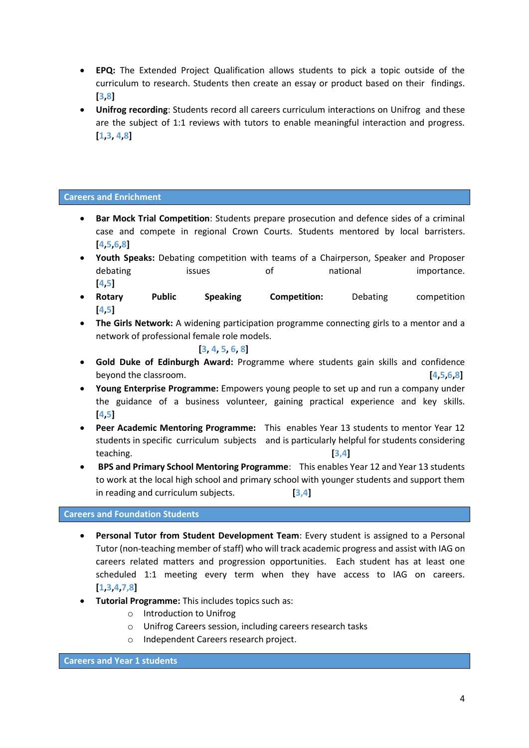- **EPQ:** The Extended Project Qualification allows students to pick a topic outside of the curriculum to research. Students then create an essay or product based on their findings. [3,8]
- **Unifrog recording**: Students record all careers curriculum interactions on Unifrog and these are the subject of 1:1 reviews with tutors to enable meaningful interaction and progress. [1,3, 4,8]

## Careers and Enrichment

- **Bar Mock Trial Competition**: Students prepare prosecution and defence sides of a criminal case and compete in regional Crown Courts. Students mentored by local barristers. [4,5,6,8]
- **Youth Speaks:** Debating competition with teams of a Chairperson, Speaker and Proposer debating issues of national importance. [4,5]
- **Rotary Public Speaking Competition:** Debating competition [4,5]
- **The Girls Network:** A widening participation programme connecting girls to a mentor and a network of professional female role models. [3, 4, 5, 6, 8]
- **Gold Duke of Edinburgh Award:** Programme where students gain skills and confidence beyond the classroom. [4,5,6,8]
- **Young Enterprise Programme:** Empowers young people to set up and run a company under the guidance of a business volunteer, gaining practical experience and key skills. [4,5]
- **Peer Academic Mentoring Programme:** This enables Year 13 students to mentor Year 12 students in specific curriculum subjects and is particularly helpful for students considering teaching. [3,4]
- **BPS and Primary School Mentoring Programme**: This enables Year 12 and Year 13 students to work at the local high school and primary school with younger students and support them in reading and curriculum subjects. [3,4]

## Careers and Foundation Students

- **Personal Tutor from Student Development Team**: Every student is assigned to a Personal Tutor (non-teaching member of staff) who will track academic progress and assist with IAG on careers related matters and progression opportunities. Each student has at least one scheduled 1:1 meeting every term when they have access to IAG on careers. [1,3,4,7,8]
- **Tutorial Programme:** This includes topics such as:
  - Introduction to Unifrog
  - Unifrog Careers session, including careers research tasks
  - Independent Careers research project.

## Careers and Year 1 students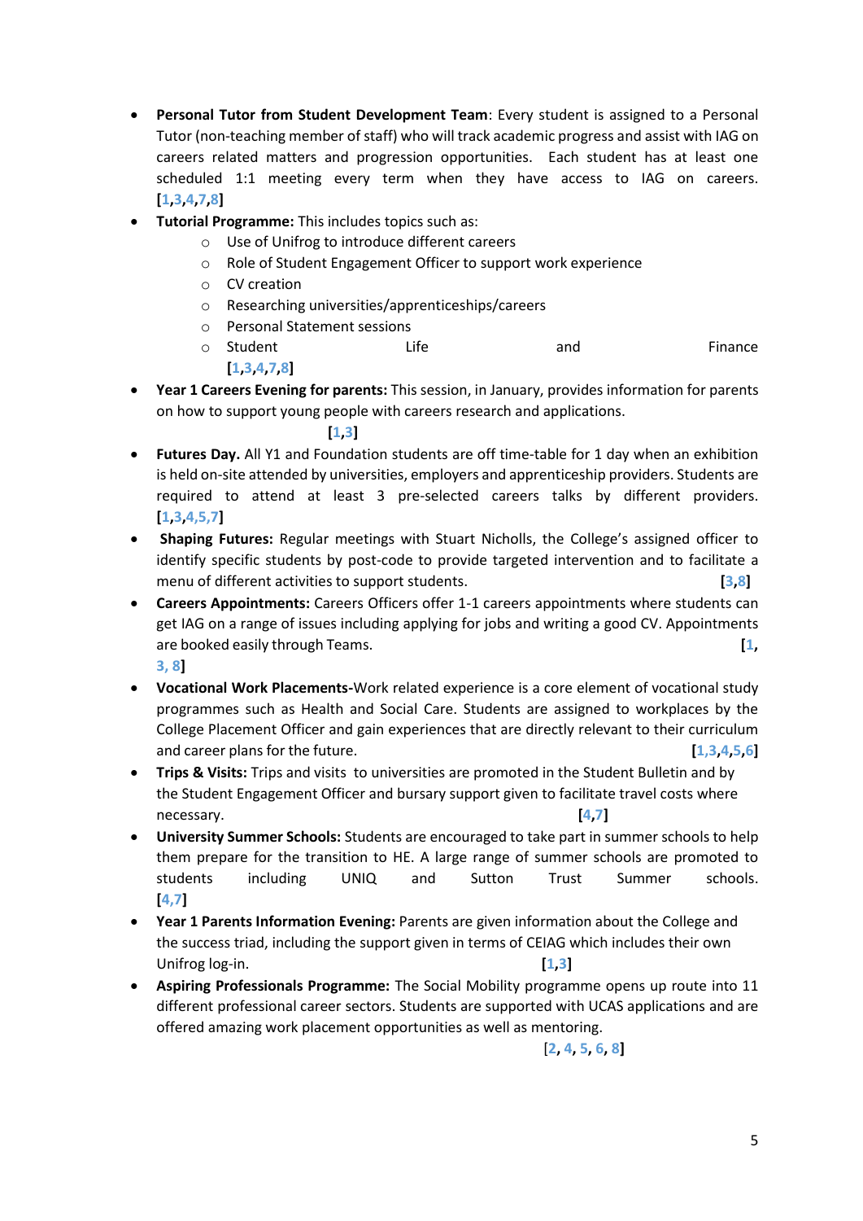- **Personal Tutor from Student Development Team**: Every student is assigned to a Personal Tutor (non-teaching member of staff) who will track academic progress and assist with IAG on careers related matters and progression opportunities. Each student has at least one scheduled 1:1 meeting every term when they have access to IAG on careers. [1,3,4,7,8]
- **Tutorial Programme:** This includes topics such as:
    - Use of Unifrog to introduce different careers
    - Role of Student Engagement Officer to support work experience
    - CV creation
    - Researching universities/apprenticeships/careers
    - Personal Statement sessions
    - Student Life and Finance [1,3,4,7,8]
- **Year 1 Careers Evening for parents:** This session, in January, provides information for parents on how to support young people with careers research and applications. [1,3]
- **Futures Day.** All Y1 and Foundation students are off time-table for 1 day when an exhibition is held on-site attended by universities, employers and apprenticeship providers. Students are required to attend at least 3 pre-selected careers talks by different providers. [1,3,4,5,7]
- **Shaping Futures:** Regular meetings with Stuart Nicholls, the College's assigned officer to identify specific students by post-code to provide targeted intervention and to facilitate a menu of different activities to support students. [3,8]
- **Careers Appointments:** Careers Officers offer 1-1 careers appointments where students can get IAG on a range of issues including applying for jobs and writing a good CV. Appointments are booked easily through Teams. [1, 3, 8]
- **Vocational Work Placements-**Work related experience is a core element of vocational study programmes such as Health and Social Care. Students are assigned to workplaces by the College Placement Officer and gain experiences that are directly relevant to their curriculum and career plans for the future. [1,3,4,5,6]
- **Trips & Visits:** Trips and visits to universities are promoted in the Student Bulletin and by the Student Engagement Officer and bursary support given to facilitate travel costs where necessary. [4,7]
- **University Summer Schools:** Students are encouraged to take part in summer schools to help them prepare for the transition to HE. A large range of summer schools are promoted to students including UNIQ and Sutton Trust Summer schools. [4,7]
- **Year 1 Parents Information Evening:** Parents are given information about the College and the success triad, including the support given in terms of CEIAG which includes their own Unifrog log-in. [1,3]
- **Aspiring Professionals Programme:** The Social Mobility programme opens up route into 11 different professional career sectors. Students are supported with UCAS applications and are offered amazing work placement opportunities as well as mentoring. [2, 4, 5, 6, 8]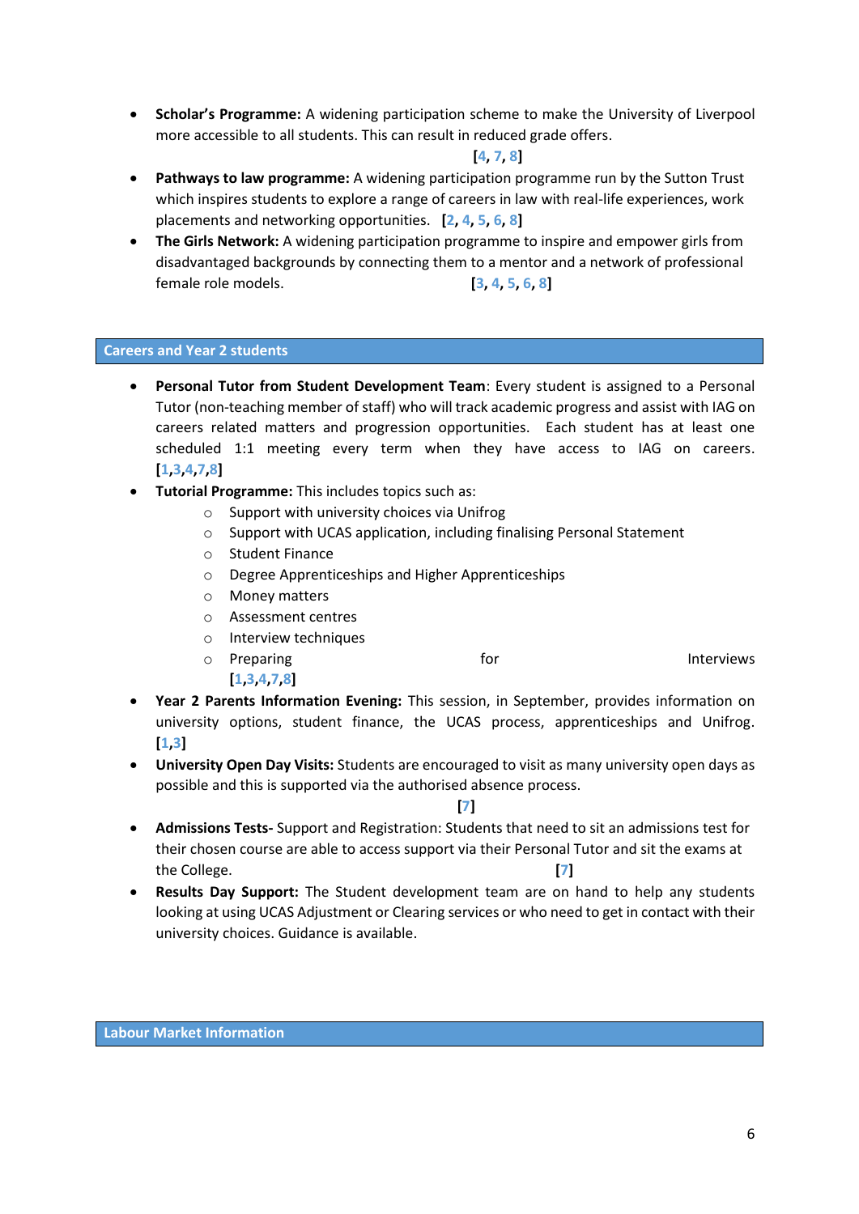- **Scholar's Programme:** A widening participation scheme to make the University of Liverpool more accessible to all students. This can result in reduced grade offers. **[4, 7, 8]**
- **Pathways to law programme:** A widening participation programme run by the Sutton Trust which inspires students to explore a range of careers in law with real-life experiences, work placements and networking opportunities. **[2, 4, 5, 6, 8]**
- **The Girls Network:** A widening participation programme to inspire and empower girls from disadvantaged backgrounds by connecting them to a mentor and a network of professional female role models. **[3, 4, 5, 6, 8]**

## Careers and Year 2 students

- **Personal Tutor from Student Development Team**: Every student is assigned to a Personal Tutor (non-teaching member of staff) who will track academic progress and assist with IAG on careers related matters and progression opportunities. Each student has at least one scheduled 1:1 meeting every term when they have access to IAG on careers. **[1,3,4,7,8]**
- **Tutorial Programme:** This includes topics such as:
  - Support with university choices via Unifrog
  - Support with UCAS application, including finalising Personal Statement
  - Student Finance
  - Degree Apprenticeships and Higher Apprenticeships
  - Money matters
  - Assessment centres
  - Interview techniques
  - Preparing for Interviews **[1,3,4,7,8]**
- **Year 2 Parents Information Evening:** This session, in September, provides information on university options, student finance, the UCAS process, apprenticeships and Unifrog. **[1,3]**
- **University Open Day Visits:** Students are encouraged to visit as many university open days as possible and this is supported via the authorised absence process. **[7]**
- **Admissions Tests-** Support and Registration: Students that need to sit an admissions test for their chosen course are able to access support via their Personal Tutor and sit the exams at the College. **[7]**
- **Results Day Support:** The Student development team are on hand to help any students looking at using UCAS Adjustment or Clearing services or who need to get in contact with their university choices. Guidance is available.

## Labour Market Information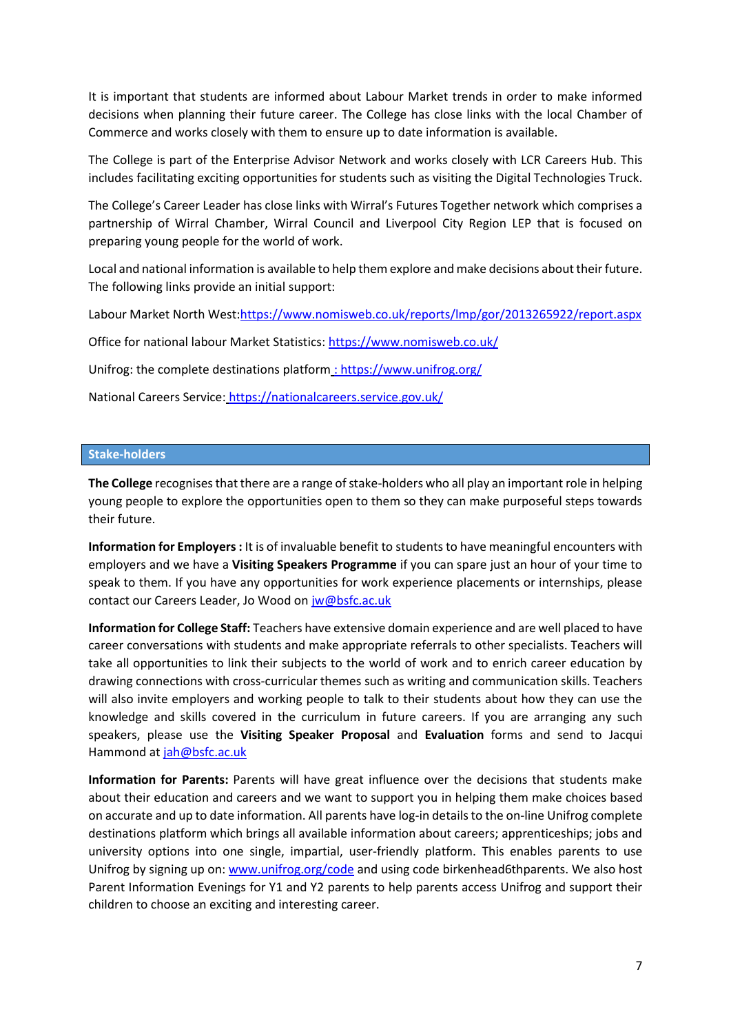It is important that students are informed about Labour Market trends in order to make informed decisions when planning their future career. The College has close links with the local Chamber of Commerce and works closely with them to ensure up to date information is available.

The College is part of the Enterprise Advisor Network and works closely with LCR Careers Hub. This includes facilitating exciting opportunities for students such as visiting the Digital Technologies Truck.

The College's Career Leader has close links with Wirral's Futures Together network which comprises a partnership of Wirral Chamber, Wirral Council and Liverpool City Region LEP that is focused on preparing young people for the world of work.

Local and national information is available to help them explore and make decisions about their future. The following links provide an initial support:

Labour Market North West:https://www.nomisweb.co.uk/reports/lmp/gor/2013265922/report.aspx

Office for national labour Market Statistics: https://www.nomisweb.co.uk/

Unifrog: the complete destinations platform : https://www.unifrog.org/

National Careers Service: https://nationalcareers.service.gov.uk/

## Stake-holders

**The College** recognises that there are a range of stake-holders who all play an important role in helping young people to explore the opportunities open to them so they can make purposeful steps towards their future.

**Information for Employers :** It is of invaluable benefit to students to have meaningful encounters with employers and we have a **Visiting Speakers Programme** if you can spare just an hour of your time to speak to them. If you have any opportunities for work experience placements or internships, please contact our Careers Leader, Jo Wood on jw@bsfc.ac.uk

**Information for College Staff:** Teachers have extensive domain experience and are well placed to have career conversations with students and make appropriate referrals to other specialists. Teachers will take all opportunities to link their subjects to the world of work and to enrich career education by drawing connections with cross-curricular themes such as writing and communication skills. Teachers will also invite employers and working people to talk to their students about how they can use the knowledge and skills covered in the curriculum in future careers. If you are arranging any such speakers, please use the **Visiting Speaker Proposal** and **Evaluation** forms and send to Jacqui Hammond at jah@bsfc.ac.uk

**Information for Parents:** Parents will have great influence over the decisions that students make about their education and careers and we want to support you in helping them make choices based on accurate and up to date information. All parents have log-in details to the on-line Unifrog complete destinations platform which brings all available information about careers; apprenticeships; jobs and university options into one single, impartial, user-friendly platform. This enables parents to use Unifrog by signing up on: www.unifrog.org/code and using code birkenhead6thparents. We also host Parent Information Evenings for Y1 and Y2 parents to help parents access Unifrog and support their children to choose an exciting and interesting career.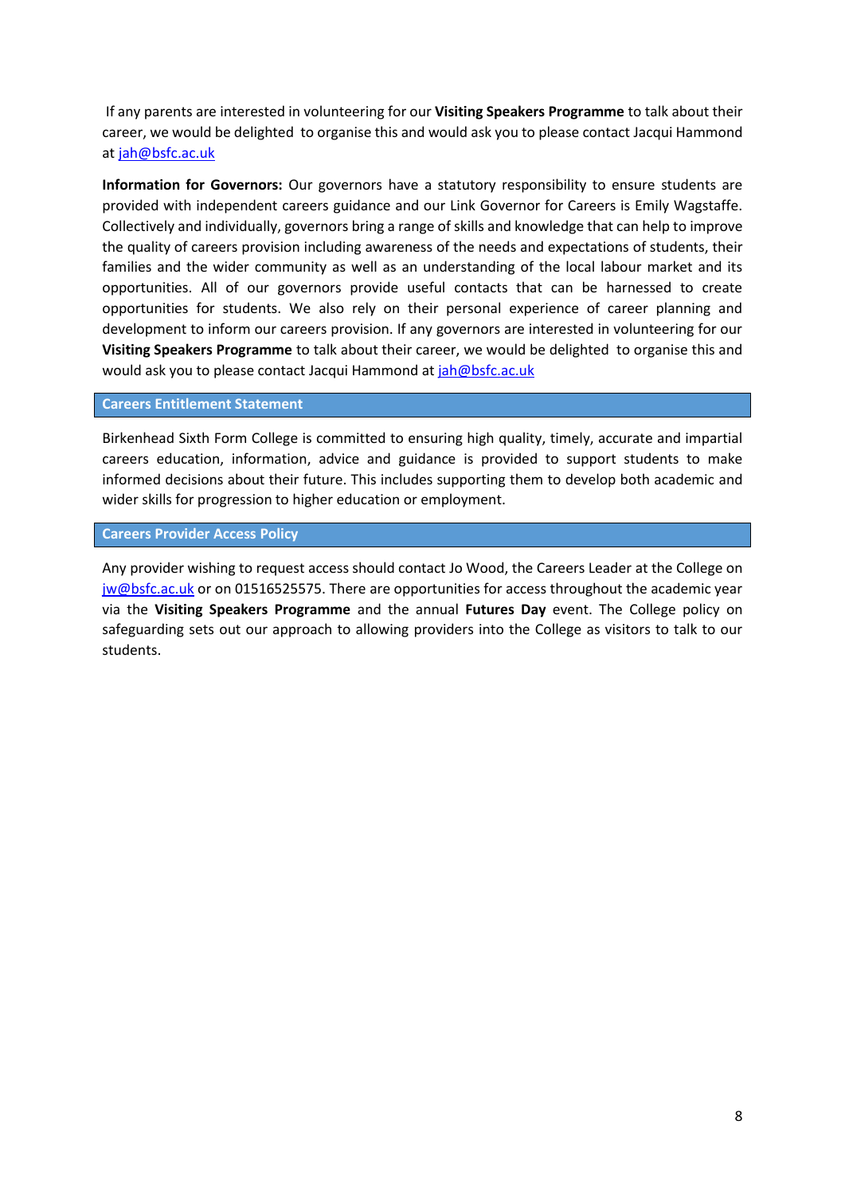If any parents are interested in volunteering for our **Visiting Speakers Programme** to talk about their career, we would be delighted to organise this and would ask you to please contact Jacqui Hammond at jah@bsfc.ac.uk

**Information for Governors:** Our governors have a statutory responsibility to ensure students are provided with independent careers guidance and our Link Governor for Careers is Emily Wagstaffe. Collectively and individually, governors bring a range of skills and knowledge that can help to improve the quality of careers provision including awareness of the needs and expectations of students, their families and the wider community as well as an understanding of the local labour market and its opportunities. All of our governors provide useful contacts that can be harnessed to create opportunities for students. We also rely on their personal experience of career planning and development to inform our careers provision. If any governors are interested in volunteering for our **Visiting Speakers Programme** to talk about their career, we would be delighted to organise this and would ask you to please contact Jacqui Hammond at jah@bsfc.ac.uk

## Careers Entitlement Statement

Birkenhead Sixth Form College is committed to ensuring high quality, timely, accurate and impartial careers education, information, advice and guidance is provided to support students to make informed decisions about their future. This includes supporting them to develop both academic and wider skills for progression to higher education or employment.

## Careers Provider Access Policy

Any provider wishing to request access should contact Jo Wood, the Careers Leader at the College on jw@bsfc.ac.uk or on 01516525575. There are opportunities for access throughout the academic year via the **Visiting Speakers Programme** and the annual **Futures Day** event. The College policy on safeguarding sets out our approach to allowing providers into the College as visitors to talk to our students.